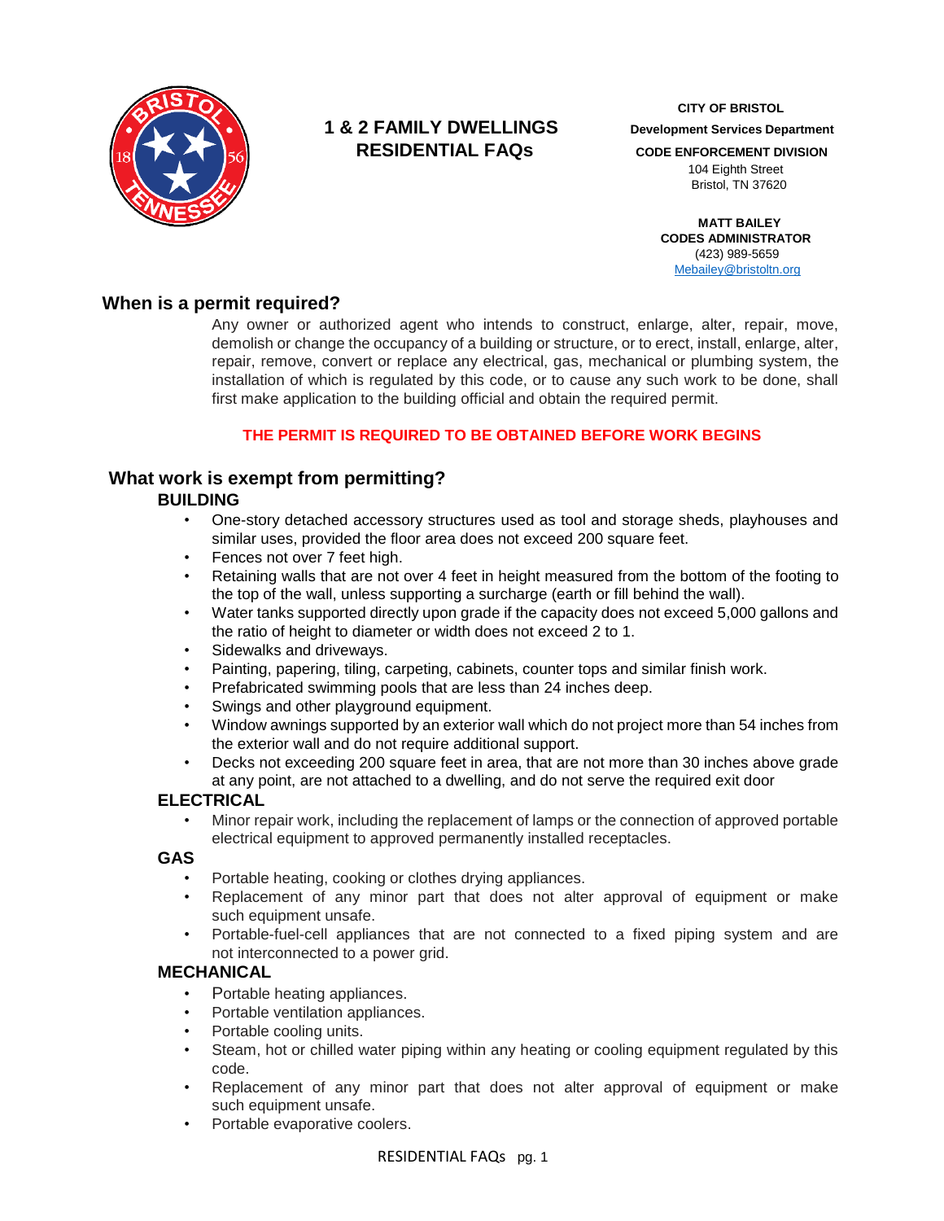# 1 & 2 FAMILY DWELLINGS RESIDENTIAL FAQs

**CITY OF BRISTOL**
**Development Services Department**
**CODE ENFORCEMENT DIVISION**
104 Eighth Street
Bristol, TN 37620

**MATT BAILEY**
**CODES ADMINISTRATOR**
(423) 989-5659
Mebailey@bristoltn.org

## When is a permit required?

Any owner or authorized agent who intends to construct, enlarge, alter, repair, move, demolish or change the occupancy of a building or structure, or to erect, install, enlarge, alter, repair, remove, convert or replace any electrical, gas, mechanical or plumbing system, the installation of which is regulated by this code, or to cause any such work to be done, shall first make application to the building official and obtain the required permit.

**THE PERMIT IS REQUIRED TO BE OBTAINED BEFORE WORK BEGINS**

## What work is exempt from permitting?

### BUILDING

- One-story detached accessory structures used as tool and storage sheds, playhouses and similar uses, provided the floor area does not exceed 200 square feet.
- Fences not over 7 feet high.
- Retaining walls that are not over 4 feet in height measured from the bottom of the footing to the top of the wall, unless supporting a surcharge (earth or fill behind the wall).
- Water tanks supported directly upon grade if the capacity does not exceed 5,000 gallons and the ratio of height to diameter or width does not exceed 2 to 1.
- Sidewalks and driveways.
- Painting, papering, tiling, carpeting, cabinets, counter tops and similar finish work.
- Prefabricated swimming pools that are less than 24 inches deep.
- Swings and other playground equipment.
- Window awnings supported by an exterior wall which do not project more than 54 inches from the exterior wall and do not require additional support.
- Decks not exceeding 200 square feet in area, that are not more than 30 inches above grade at any point, are not attached to a dwelling, and do not serve the required exit door

### ELECTRICAL

- Minor repair work, including the replacement of lamps or the connection of approved portable electrical equipment to approved permanently installed receptacles.

### GAS

- Portable heating, cooking or clothes drying appliances.
- Replacement of any minor part that does not alter approval of equipment or make such equipment unsafe.
- Portable-fuel-cell appliances that are not connected to a fixed piping system and are not interconnected to a power grid.

### MECHANICAL

- Portable heating appliances.
- Portable ventilation appliances.
- Portable cooling units.
- Steam, hot or chilled water piping within any heating or cooling equipment regulated by this code.
- Replacement of any minor part that does not alter approval of equipment or make such equipment unsafe.
- Portable evaporative coolers.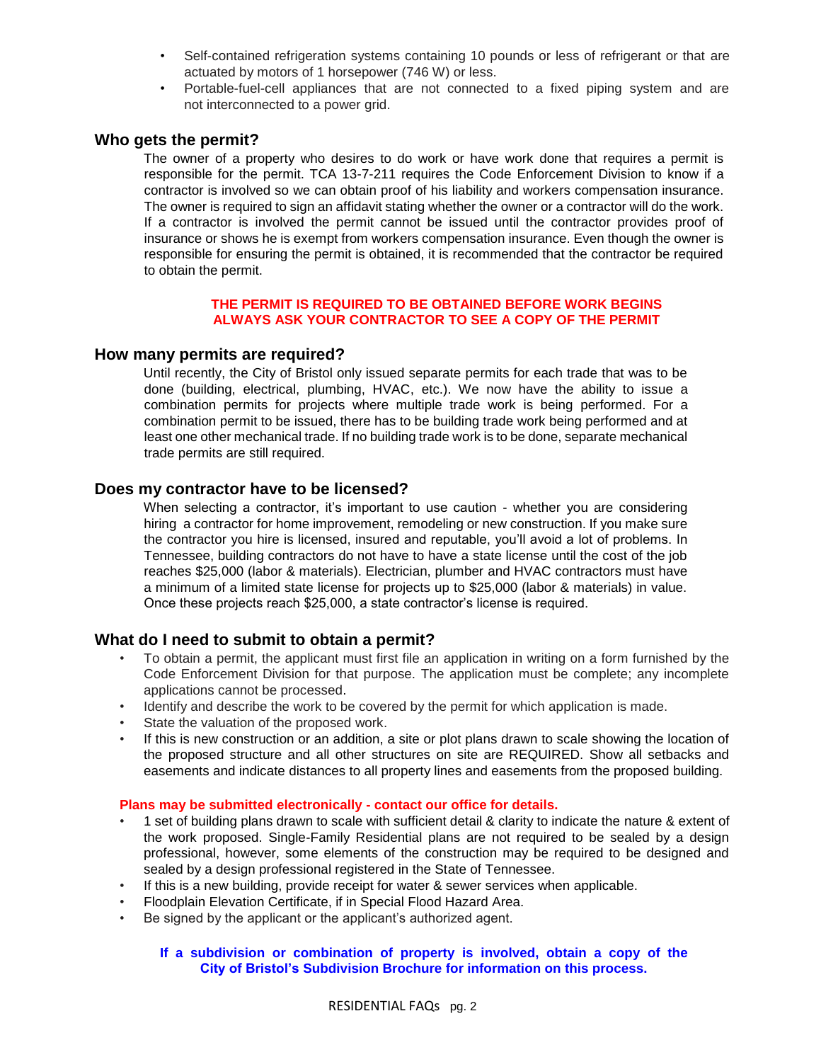- Self-contained refrigeration systems containing 10 pounds or less of refrigerant or that are actuated by motors of 1 horsepower (746 W) or less.
- Portable-fuel-cell appliances that are not connected to a fixed piping system and are not interconnected to a power grid.

## Who gets the permit?

The owner of a property who desires to do work or have work done that requires a permit is responsible for the permit. TCA 13-7-211 requires the Code Enforcement Division to know if a contractor is involved so we can obtain proof of his liability and workers compensation insurance. The owner is required to sign an affidavit stating whether the owner or a contractor will do the work. If a contractor is involved the permit cannot be issued until the contractor provides proof of insurance or shows he is exempt from workers compensation insurance. Even though the owner is responsible for ensuring the permit is obtained, it is recommended that the contractor be required to obtain the permit.

**THE PERMIT IS REQUIRED TO BE OBTAINED BEFORE WORK BEGINS**
**ALWAYS ASK YOUR CONTRACTOR TO SEE A COPY OF THE PERMIT**

## How many permits are required?

Until recently, the City of Bristol only issued separate permits for each trade that was to be done (building, electrical, plumbing, HVAC, etc.). We now have the ability to issue a combination permits for projects where multiple trade work is being performed. For a combination permit to be issued, there has to be building trade work being performed and at least one other mechanical trade. If no building trade work is to be done, separate mechanical trade permits are still required.

## Does my contractor have to be licensed?

When selecting a contractor, it's important to use caution - whether you are considering hiring a contractor for home improvement, remodeling or new construction. If you make sure the contractor you hire is licensed, insured and reputable, you'll avoid a lot of problems. In Tennessee, building contractors do not have to have a state license until the cost of the job reaches $25,000 (labor & materials). Electrician, plumber and HVAC contractors must have a minimum of a limited state license for projects up to $25,000 (labor & materials) in value. Once these projects reach $25,000, a state contractor's license is required.

## What do I need to submit to obtain a permit?

- To obtain a permit, the applicant must first file an application in writing on a form furnished by the Code Enforcement Division for that purpose. The application must be complete; any incomplete applications cannot be processed.
- Identify and describe the work to be covered by the permit for which application is made.
- State the valuation of the proposed work.
- If this is new construction or an addition, a site or plot plans drawn to scale showing the location of the proposed structure and all other structures on site are REQUIRED. Show all setbacks and easements and indicate distances to all property lines and easements from the proposed building.

**Plans may be submitted electronically - contact our office for details.**

- 1 set of building plans drawn to scale with sufficient detail & clarity to indicate the nature & extent of the work proposed. Single-Family Residential plans are not required to be sealed by a design professional, however, some elements of the construction may be required to be designed and sealed by a design professional registered in the State of Tennessee.
- If this is a new building, provide receipt for water & sewer services when applicable.
- Floodplain Elevation Certificate, if in Special Flood Hazard Area.
- Be signed by the applicant or the applicant's authorized agent.

**If a subdivision or combination of property is involved, obtain a copy of the City of Bristol's Subdivision Brochure for information on this process.**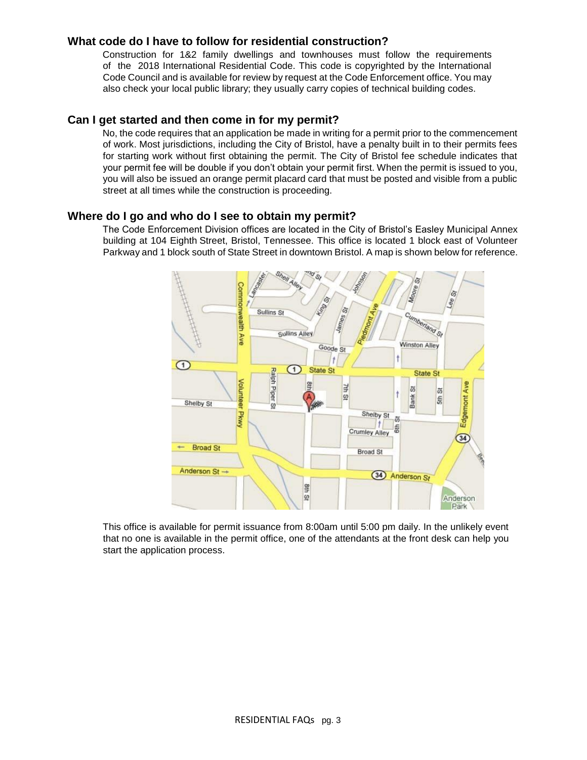### What code do I have to follow for residential construction?

Construction for 1&2 family dwellings and townhouses must follow the requirements of the 2018 International Residential Code. This code is copyrighted by the International Code Council and is available for review by request at the Code Enforcement office. You may also check your local public library; they usually carry copies of technical building codes.

### Can I get started and then come in for my permit?

No, the code requires that an application be made in writing for a permit prior to the commencement of work. Most jurisdictions, including the City of Bristol, have a penalty built in to their permits fees for starting work without first obtaining the permit. The City of Bristol fee schedule indicates that your permit fee will be double if you don't obtain your permit first. When the permit is issued to you, you will also be issued an orange permit placard card that must be posted and visible from a public street at all times while the construction is proceeding.

### Where do I go and who do I see to obtain my permit?

The Code Enforcement Division offices are located in the City of Bristol's Easley Municipal Annex building at 104 Eighth Street, Bristol, Tennessee. This office is located 1 block east of Volunteer Parkway and 1 block south of State Street in downtown Bristol. A map is shown below for reference.

This office is available for permit issuance from 8:00am until 5:00 pm daily. In the unlikely event that no one is available in the permit office, one of the attendants at the front desk can help you start the application process.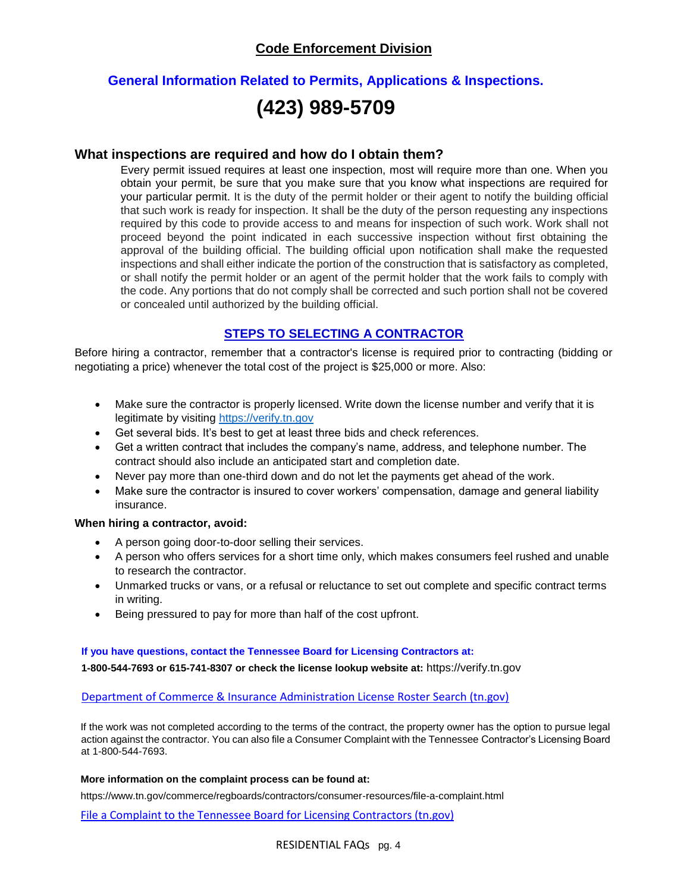## Code Enforcement Division

### General Information Related to Permits, Applications & Inspections.

# (423) 989-5709

### What inspections are required and how do I obtain them?

Every permit issued requires at least one inspection, most will require more than one. When you obtain your permit, be sure that you make sure that you know what inspections are required for your particular permit. It is the duty of the permit holder or their agent to notify the building official that such work is ready for inspection. It shall be the duty of the person requesting any inspections required by this code to provide access to and means for inspection of such work. Work shall not proceed beyond the point indicated in each successive inspection without first obtaining the approval of the building official. The building official upon notification shall make the requested inspections and shall either indicate the portion of the construction that is satisfactory as completed, or shall notify the permit holder or an agent of the permit holder that the work fails to comply with the code. Any portions that do not comply shall be corrected and such portion shall not be covered or concealed until authorized by the building official.

### STEPS TO SELECTING A CONTRACTOR

Before hiring a contractor, remember that a contractor's license is required prior to contracting (bidding or negotiating a price) whenever the total cost of the project is $25,000 or more. Also:

- Make sure the contractor is properly licensed. Write down the license number and verify that it is legitimate by visiting https://verify.tn.gov
- Get several bids. It's best to get at least three bids and check references.
- Get a written contract that includes the company's name, address, and telephone number. The contract should also include an anticipated start and completion date.
- Never pay more than one-third down and do not let the payments get ahead of the work.
- Make sure the contractor is insured to cover workers' compensation, damage and general liability insurance.

**When hiring a contractor, avoid:**

- A person going door-to-door selling their services.
- A person who offers services for a short time only, which makes consumers feel rushed and unable to research the contractor.
- Unmarked trucks or vans, or a refusal or reluctance to set out complete and specific contract terms in writing.
- Being pressured to pay for more than half of the cost upfront.

**If you have questions, contact the Tennessee Board for Licensing Contractors at:**

**1-800-544-7693 or 615-741-8307 or check the license lookup website at:** https://verify.tn.gov

Department of Commerce & Insurance Administration License Roster Search (tn.gov)

If the work was not completed according to the terms of the contract, the property owner has the option to pursue legal action against the contractor. You can also file a Consumer Complaint with the Tennessee Contractor's Licensing Board at 1-800-544-7693.

**More information on the complaint process can be found at:**

https://www.tn.gov/commerce/regboards/contractors/consumer-resources/file-a-complaint.html

File a Complaint to the Tennessee Board for Licensing Contractors (tn.gov)